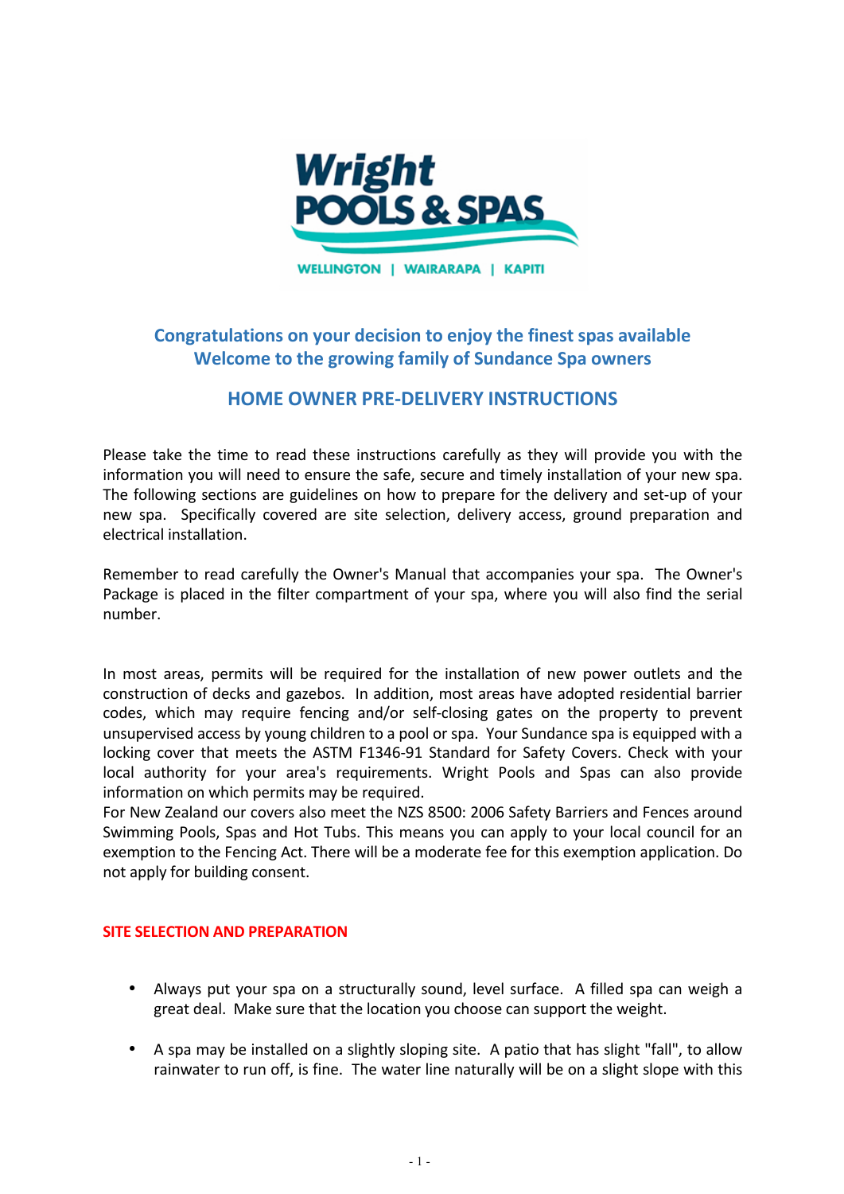Wright POOLS & SPAS

WELLINGTON | WAIRARAPA | KAPITI

## Congratulations on your decision to enjoy the finest spas available
## Welcome to the growing family of Sundance Spa owners

# HOME OWNER PRE-DELIVERY INSTRUCTIONS

Please take the time to read these instructions carefully as they will provide you with the information you will need to ensure the safe, secure and timely installation of your new spa. The following sections are guidelines on how to prepare for the delivery and set-up of your new spa. Specifically covered are site selection, delivery access, ground preparation and electrical installation.

Remember to read carefully the Owner's Manual that accompanies your spa. The Owner's Package is placed in the filter compartment of your spa, where you will also find the serial number.

In most areas, permits will be required for the installation of new power outlets and the construction of decks and gazebos. In addition, most areas have adopted residential barrier codes, which may require fencing and/or self-closing gates on the property to prevent unsupervised access by young children to a pool or spa. Your Sundance spa is equipped with a locking cover that meets the ASTM F1346-91 Standard for Safety Covers. Check with your local authority for your area's requirements. Wright Pools and Spas can also provide information on which permits may be required.
For New Zealand our covers also meet the NZS 8500: 2006 Safety Barriers and Fences around Swimming Pools, Spas and Hot Tubs. This means you can apply to your local council for an exemption to the Fencing Act. There will be a moderate fee for this exemption application. Do not apply for building consent.

## SITE SELECTION AND PREPARATION

- Always put your spa on a structurally sound, level surface. A filled spa can weigh a great deal. Make sure that the location you choose can support the weight.

- A spa may be installed on a slightly sloping site. A patio that has slight "fall", to allow rainwater to run off, is fine. The water line naturally will be on a slight slope with this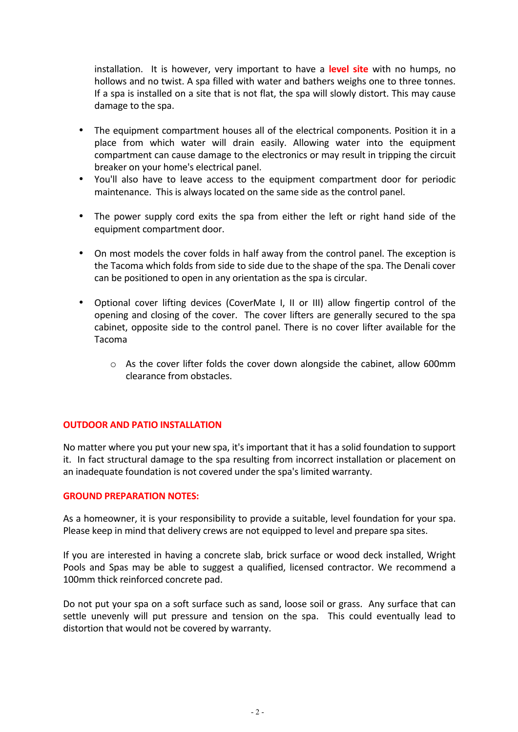installation. It is however, very important to have a **level site** with no humps, no hollows and no twist. A spa filled with water and bathers weighs one to three tonnes. If a spa is installed on a site that is not flat, the spa will slowly distort. This may cause damage to the spa.

- The equipment compartment houses all of the electrical components. Position it in a place from which water will drain easily. Allowing water into the equipment compartment can cause damage to the electronics or may result in tripping the circuit breaker on your home's electrical panel.
- You'll also have to leave access to the equipment compartment door for periodic maintenance. This is always located on the same side as the control panel.
- The power supply cord exits the spa from either the left or right hand side of the equipment compartment door.
- On most models the cover folds in half away from the control panel. The exception is the Tacoma which folds from side to side due to the shape of the spa. The Denali cover can be positioned to open in any orientation as the spa is circular.
- Optional cover lifting devices (CoverMate I, II or III) allow fingertip control of the opening and closing of the cover. The cover lifters are generally secured to the spa cabinet, opposite side to the control panel. There is no cover lifter available for the Tacoma
    - As the cover lifter folds the cover down alongside the cabinet, allow 600mm clearance from obstacles.

## OUTDOOR AND PATIO INSTALLATION

No matter where you put your new spa, it's important that it has a solid foundation to support it. In fact structural damage to the spa resulting from incorrect installation or placement on an inadequate foundation is not covered under the spa's limited warranty.

## GROUND PREPARATION NOTES:

As a homeowner, it is your responsibility to provide a suitable, level foundation for your spa. Please keep in mind that delivery crews are not equipped to level and prepare spa sites.

If you are interested in having a concrete slab, brick surface or wood deck installed, Wright Pools and Spas may be able to suggest a qualified, licensed contractor. We recommend a 100mm thick reinforced concrete pad.

Do not put your spa on a soft surface such as sand, loose soil or grass. Any surface that can settle unevenly will put pressure and tension on the spa. This could eventually lead to distortion that would not be covered by warranty.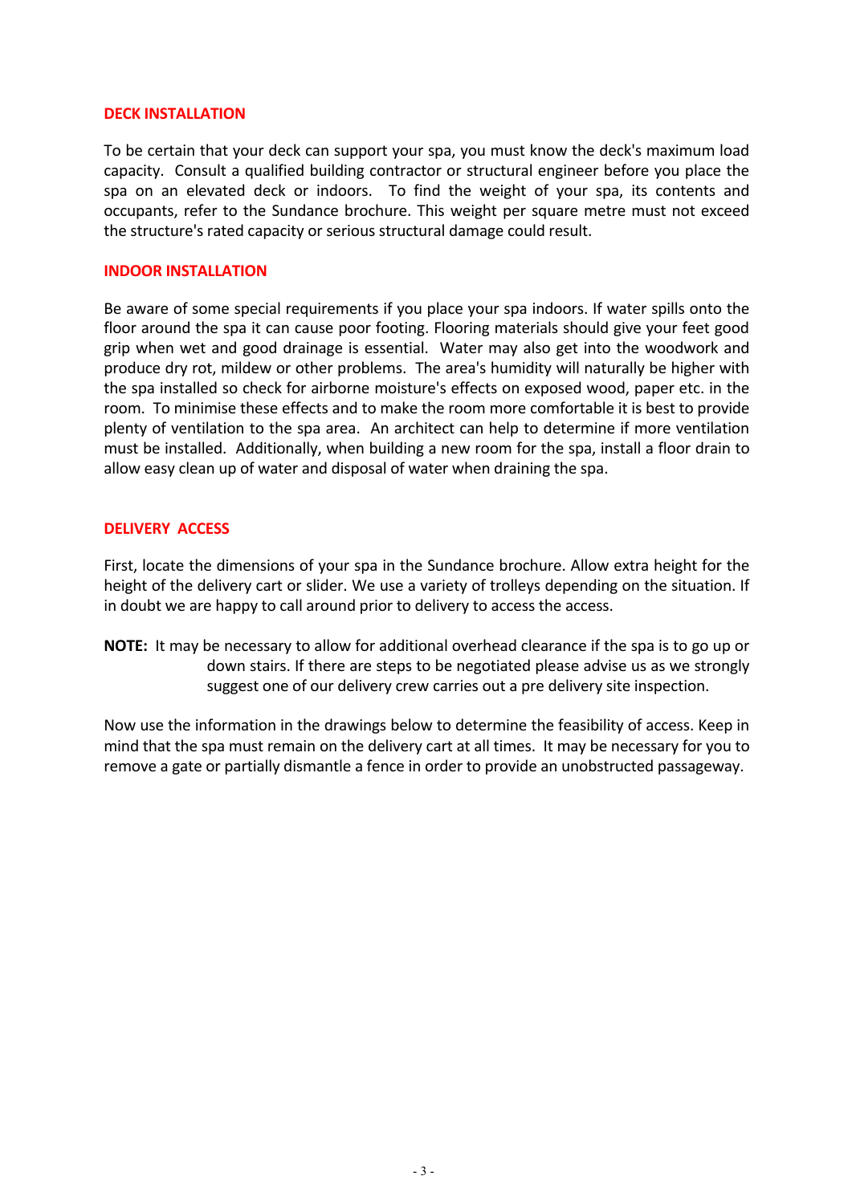## DECK INSTALLATION

To be certain that your deck can support your spa, you must know the deck's maximum load capacity. Consult a qualified building contractor or structural engineer before you place the spa on an elevated deck or indoors. To find the weight of your spa, its contents and occupants, refer to the Sundance brochure. This weight per square metre must not exceed the structure's rated capacity or serious structural damage could result.

## INDOOR INSTALLATION

Be aware of some special requirements if you place your spa indoors. If water spills onto the floor around the spa it can cause poor footing. Flooring materials should give your feet good grip when wet and good drainage is essential. Water may also get into the woodwork and produce dry rot, mildew or other problems. The area's humidity will naturally be higher with the spa installed so check for airborne moisture's effects on exposed wood, paper etc. in the room. To minimise these effects and to make the room more comfortable it is best to provide plenty of ventilation to the spa area. An architect can help to determine if more ventilation must be installed. Additionally, when building a new room for the spa, install a floor drain to allow easy clean up of water and disposal of water when draining the spa.

## DELIVERY ACCESS

First, locate the dimensions of your spa in the Sundance brochure. Allow extra height for the height of the delivery cart or slider. We use a variety of trolleys depending on the situation. If in doubt we are happy to call around prior to delivery to access the access.

**NOTE:** It may be necessary to allow for additional overhead clearance if the spa is to go up or down stairs. If there are steps to be negotiated please advise us as we strongly suggest one of our delivery crew carries out a pre delivery site inspection.

Now use the information in the drawings below to determine the feasibility of access. Keep in mind that the spa must remain on the delivery cart at all times. It may be necessary for you to remove a gate or partially dismantle a fence in order to provide an unobstructed passageway.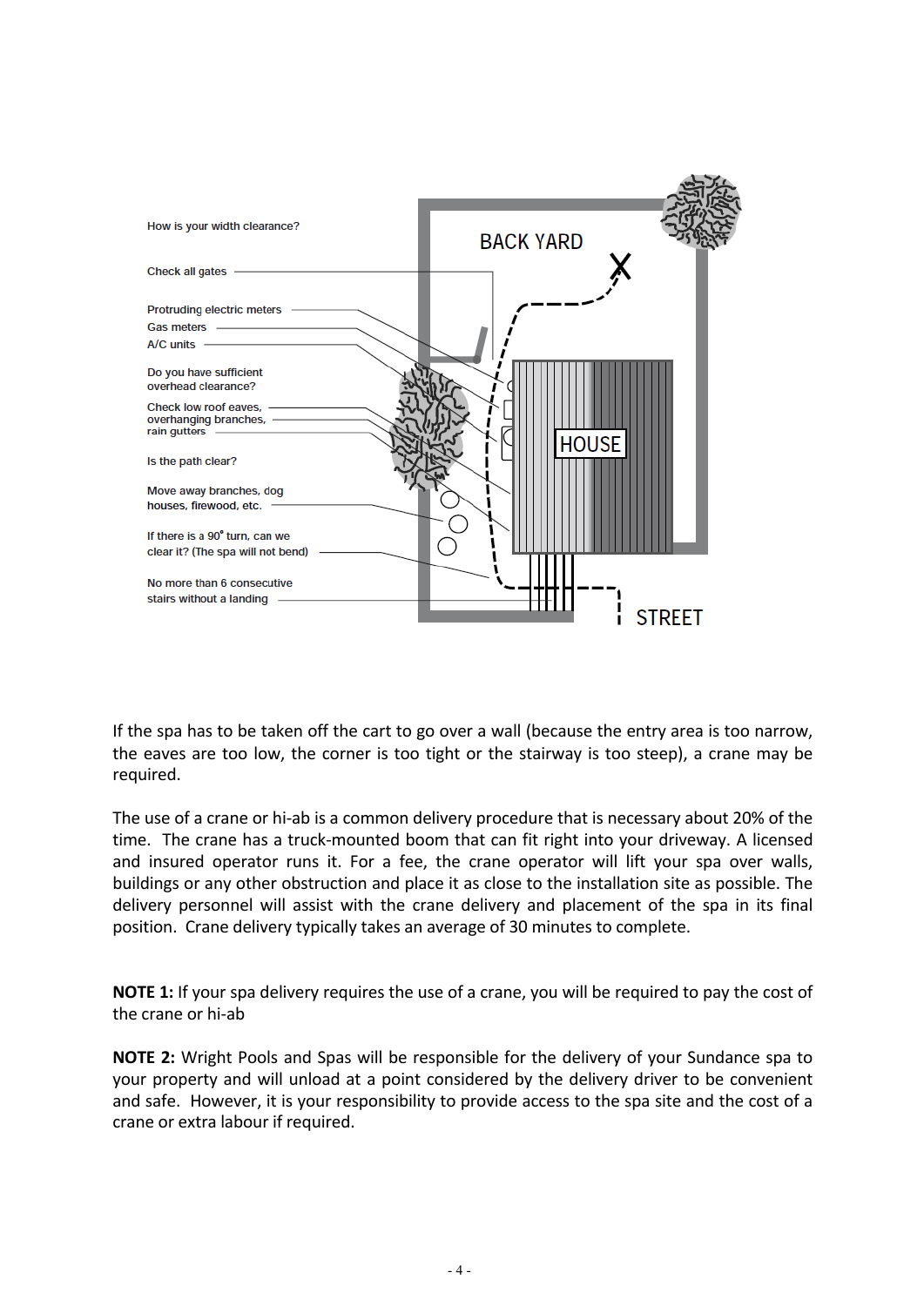How is your width clearance?

Check all gates

Protruding electric meters
Gas meters
A/C units

Do you have sufficient overhead clearance?

Check low roof eaves, overhanging branches, rain gutters

Is the path clear?

Move away branches, dog houses, firewood, etc.

If there is a 90˚ turn, can we clear it? (The spa will not bend)

No more than 6 consecutive stairs without a landing

BACK YARD

HOUSE

STREET

If the spa has to be taken off the cart to go over a wall (because the entry area is too narrow, the eaves are too low, the corner is too tight or the stairway is too steep), a crane may be required.

The use of a crane or hi-ab is a common delivery procedure that is necessary about 20% of the time. The crane has a truck-mounted boom that can fit right into your driveway. A licensed and insured operator runs it. For a fee, the crane operator will lift your spa over walls, buildings or any other obstruction and place it as close to the installation site as possible. The delivery personnel will assist with the crane delivery and placement of the spa in its final position. Crane delivery typically takes an average of 30 minutes to complete.

**NOTE 1:** If your spa delivery requires the use of a crane, you will be required to pay the cost of the crane or hi-ab

**NOTE 2:** Wright Pools and Spas will be responsible for the delivery of your Sundance spa to your property and will unload at a point considered by the delivery driver to be convenient and safe. However, it is your responsibility to provide access to the spa site and the cost of a crane or extra labour if required.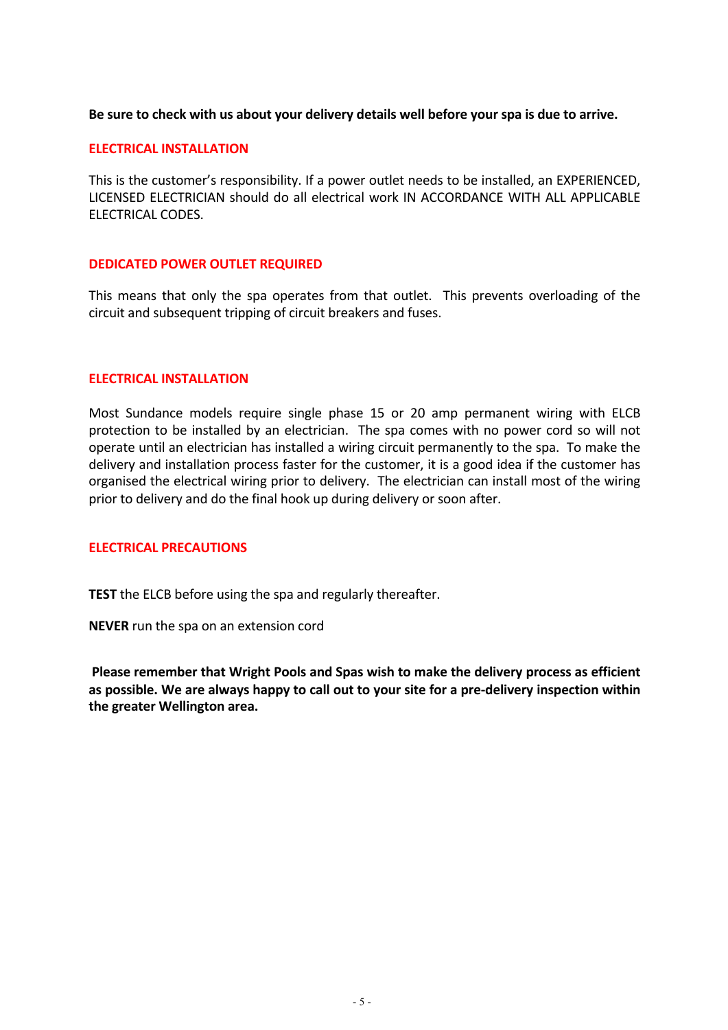**Be sure to check with us about your delivery details well before your spa is due to arrive.**

## ELECTRICAL INSTALLATION

This is the customer's responsibility. If a power outlet needs to be installed, an EXPERIENCED, LICENSED ELECTRICIAN should do all electrical work IN ACCORDANCE WITH ALL APPLICABLE ELECTRICAL CODES.

## DEDICATED POWER OUTLET REQUIRED

This means that only the spa operates from that outlet. This prevents overloading of the circuit and subsequent tripping of circuit breakers and fuses.

## ELECTRICAL INSTALLATION

Most Sundance models require single phase 15 or 20 amp permanent wiring with ELCB protection to be installed by an electrician. The spa comes with no power cord so will not operate until an electrician has installed a wiring circuit permanently to the spa. To make the delivery and installation process faster for the customer, it is a good idea if the customer has organised the electrical wiring prior to delivery. The electrician can install most of the wiring prior to delivery and do the final hook up during delivery or soon after.

## ELECTRICAL PRECAUTIONS

**TEST** the ELCB before using the spa and regularly thereafter.

**NEVER** run the spa on an extension cord

**Please remember that Wright Pools and Spas wish to make the delivery process as efficient as possible. We are always happy to call out to your site for a pre-delivery inspection within the greater Wellington area.**